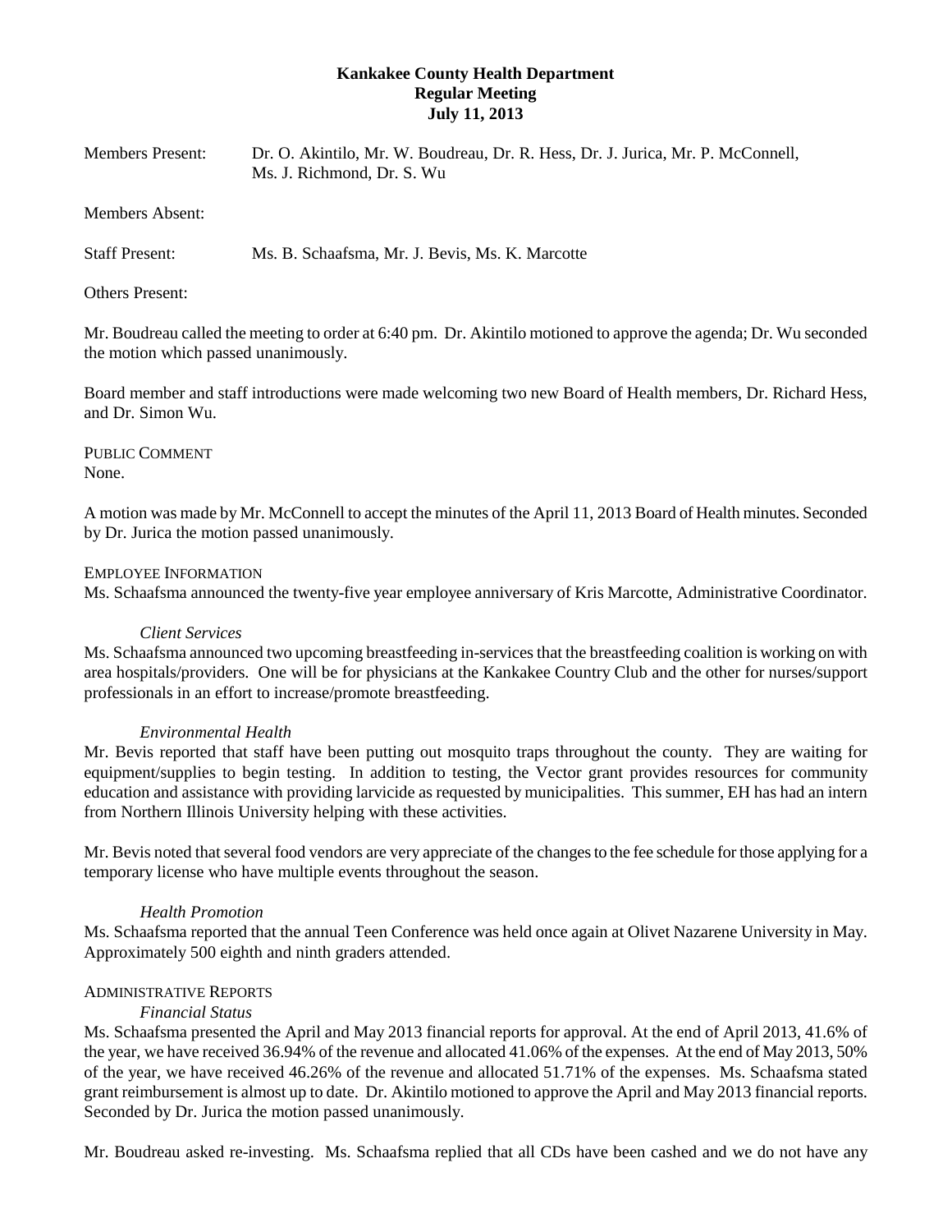**Kankakee County Health Department**
**Regular Meeting**
**July 11, 2013**

Members Present: Dr. O. Akintilo, Mr. W. Boudreau, Dr. R. Hess, Dr. J. Jurica, Mr. P. McConnell, Ms. J. Richmond, Dr. S. Wu

Members Absent:

Staff Present: Ms. B. Schaafsma, Mr. J. Bevis, Ms. K. Marcotte

Others Present:

Mr. Boudreau called the meeting to order at 6:40 pm. Dr. Akintilo motioned to approve the agenda; Dr. Wu seconded the motion which passed unanimously.

Board member and staff introductions were made welcoming two new Board of Health members, Dr. Richard Hess, and Dr. Simon Wu.

PUBLIC COMMENT
None.

A motion was made by Mr. McConnell to accept the minutes of the April 11, 2013 Board of Health minutes. Seconded by Dr. Jurica the motion passed unanimously.

EMPLOYEE INFORMATION
Ms. Schaafsma announced the twenty-five year employee anniversary of Kris Marcotte, Administrative Coordinator.

*Client Services*
Ms. Schaafsma announced two upcoming breastfeeding in-services that the breastfeeding coalition is working on with area hospitals/providers. One will be for physicians at the Kankakee Country Club and the other for nurses/support professionals in an effort to increase/promote breastfeeding.

*Environmental Health*
Mr. Bevis reported that staff have been putting out mosquito traps throughout the county. They are waiting for equipment/supplies to begin testing. In addition to testing, the Vector grant provides resources for community education and assistance with providing larvicide as requested by municipalities. This summer, EH has had an intern from Northern Illinois University helping with these activities.

Mr. Bevis noted that several food vendors are very appreciate of the changes to the fee schedule for those applying for a temporary license who have multiple events throughout the season.

*Health Promotion*
Ms. Schaafsma reported that the annual Teen Conference was held once again at Olivet Nazarene University in May. Approximately 500 eighth and ninth graders attended.

ADMINISTRATIVE REPORTS
*Financial Status*
Ms. Schaafsma presented the April and May 2013 financial reports for approval. At the end of April 2013, 41.6% of the year, we have received 36.94% of the revenue and allocated 41.06% of the expenses. At the end of May 2013, 50% of the year, we have received 46.26% of the revenue and allocated 51.71% of the expenses. Ms. Schaafsma stated grant reimbursement is almost up to date. Dr. Akintilo motioned to approve the April and May 2013 financial reports. Seconded by Dr. Jurica the motion passed unanimously.

Mr. Boudreau asked re-investing. Ms. Schaafsma replied that all CDs have been cashed and we do not have any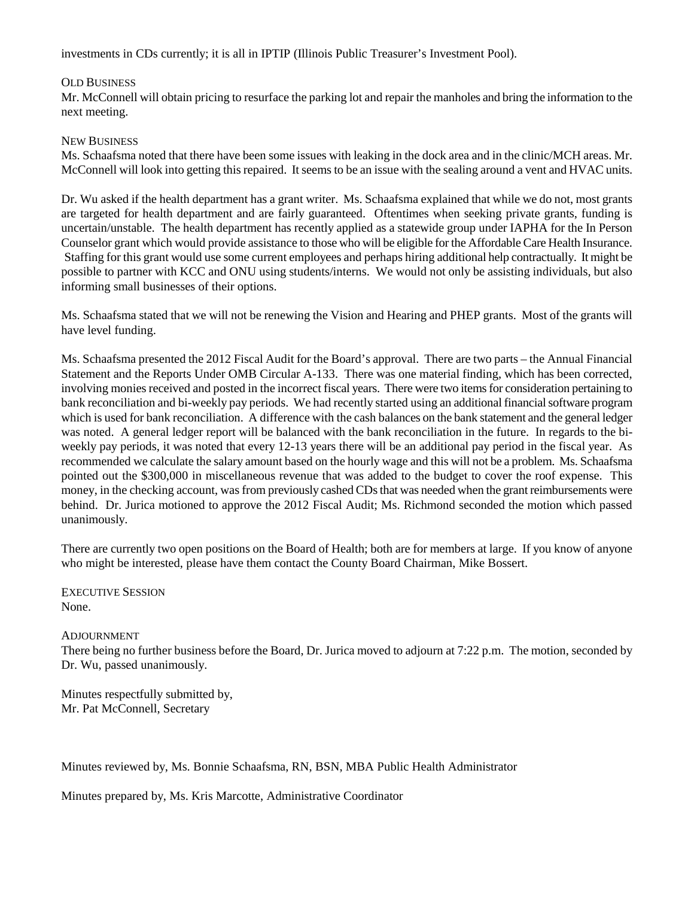investments in CDs currently; it is all in IPTIP (Illinois Public Treasurer's Investment Pool).

## OLD BUSINESS

Mr. McConnell will obtain pricing to resurface the parking lot and repair the manholes and bring the information to the next meeting.

## NEW BUSINESS

Ms. Schaafsma noted that there have been some issues with leaking in the dock area and in the clinic/MCH areas. Mr. McConnell will look into getting this repaired. It seems to be an issue with the sealing around a vent and HVAC units.

Dr. Wu asked if the health department has a grant writer. Ms. Schaafsma explained that while we do not, most grants are targeted for health department and are fairly guaranteed. Oftentimes when seeking private grants, funding is uncertain/unstable. The health department has recently applied as a statewide group under IAPHA for the In Person Counselor grant which would provide assistance to those who will be eligible for the Affordable Care Health Insurance. Staffing for this grant would use some current employees and perhaps hiring additional help contractually. It might be possible to partner with KCC and ONU using students/interns. We would not only be assisting individuals, but also informing small businesses of their options.

Ms. Schaafsma stated that we will not be renewing the Vision and Hearing and PHEP grants. Most of the grants will have level funding.

Ms. Schaafsma presented the 2012 Fiscal Audit for the Board's approval. There are two parts – the Annual Financial Statement and the Reports Under OMB Circular A-133. There was one material finding, which has been corrected, involving monies received and posted in the incorrect fiscal years. There were two items for consideration pertaining to bank reconciliation and bi-weekly pay periods. We had recently started using an additional financial software program which is used for bank reconciliation. A difference with the cash balances on the bank statement and the general ledger was noted. A general ledger report will be balanced with the bank reconciliation in the future. In regards to the bi-weekly pay periods, it was noted that every 12-13 years there will be an additional pay period in the fiscal year. As recommended we calculate the salary amount based on the hourly wage and this will not be a problem. Ms. Schaafsma pointed out the $300,000 in miscellaneous revenue that was added to the budget to cover the roof expense. This money, in the checking account, was from previously cashed CDs that was needed when the grant reimbursements were behind. Dr. Jurica motioned to approve the 2012 Fiscal Audit; Ms. Richmond seconded the motion which passed unanimously.

There are currently two open positions on the Board of Health; both are for members at large. If you know of anyone who might be interested, please have them contact the County Board Chairman, Mike Bossert.

## EXECUTIVE SESSION

None.

## ADJOURNMENT

There being no further business before the Board, Dr. Jurica moved to adjourn at 7:22 p.m. The motion, seconded by Dr. Wu, passed unanimously.

Minutes respectfully submitted by,
Mr. Pat McConnell, Secretary

Minutes reviewed by, Ms. Bonnie Schaafsma, RN, BSN, MBA Public Health Administrator

Minutes prepared by, Ms. Kris Marcotte, Administrative Coordinator